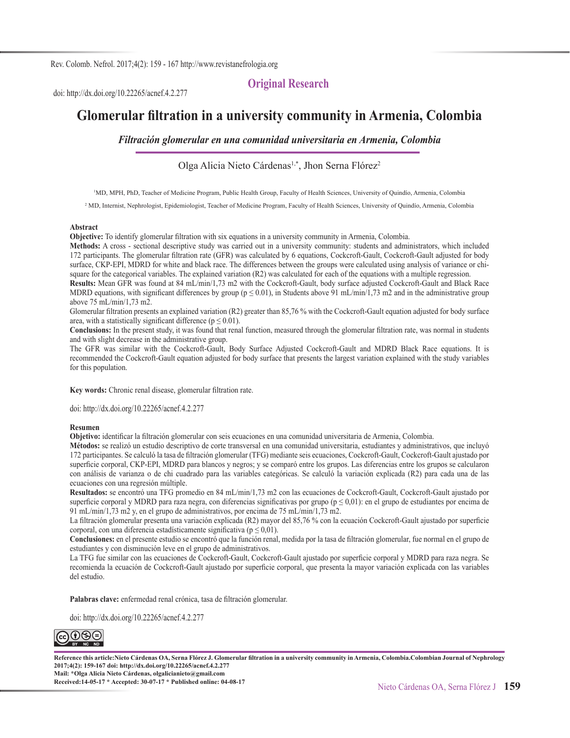doi: http://dx.doi.org/10.22265/acnef.4.2.277

**Original Research**

# Glomerular filtration in a university community in Armenia, Colombia

## *Filtración glomerular en una comunidad universitaria en Armenia, Colombia*

Olga Alicia Nieto Cárdenas[1,*], Jhon Serna Flórez[2]

[1]MD, MPH, PhD, Teacher of Medicine Program, Public Health Group, Faculty of Health Sciences, University of Quindío, Armenia, Colombia

[2] MD, Internist, Nephrologist, Epidemiologist, Teacher of Medicine Program, Faculty of Health Sciences, University of Quindío, Armenia, Colombia

### Abstract

**Objective:** To identify glomerular filtration with six equations in a university community in Armenia, Colombia.

**Methods:** A cross - sectional descriptive study was carried out in a university community: students and administrators, which included 172 participants. The glomerular filtration rate (GFR) was calculated by 6 equations, Cockcroft-Gault, Cockcroft-Gault adjusted for body surface, CKP-EPI, MDRD for white and black race. The differences between the groups were calculated using analysis of variance or chi-square for the categorical variables. The explained variation (R2) was calculated for each of the equations with a multiple regression.

**Results:** Mean GFR was found at 84 mL/min/1,73 m2 with the Cockcroft-Gault, body surface adjusted Cockcroft-Gault and Black Race MDRD equations, with significant differences by group ($p \leq 0.01$), in Students above 91 mL/min/1,73 m2 and in the administrative group above 75 mL/min/1,73 m2.

Glomerular filtration presents an explained variation (R2) greater than 85,76 % with the Cockcroft-Gault equation adjusted for body surface area, with a statistically significant difference ($p \leq 0.01$).

**Conclusions:** In the present study, it was found that renal function, measured through the glomerular filtration rate, was normal in students and with slight decrease in the administrative group.

The GFR was similar with the Cockcroft-Gault, Body Surface Adjusted Cockcroft-Gault and MDRD Black Race equations. It is recommended the Cockcroft-Gault equation adjusted for body surface that presents the largest variation explained with the study variables for this population.

**Key words:** Chronic renal disease, glomerular filtration rate.

doi: http://dx.doi.org/10.22265/acnef.4.2.277

### Resumen

**Objetivo:** identificar la filtración glomerular con seis ecuaciones en una comunidad universitaria de Armenia, Colombia.

**Métodos:** se realizó un estudio descriptivo de corte transversal en una comunidad universitaria, estudiantes y administrativos, que incluyó 172 participantes. Se calculó la tasa de filtración glomerular (TFG) mediante seis ecuaciones, Cockcroft-Gault, Cockcroft-Gault ajustado por superficie corporal, CKP-EPI, MDRD para blancos y negros; y se comparó entre los grupos. Las diferencias entre los grupos se calcularon con análisis de varianza o de chi cuadrado para las variables categóricas. Se calculó la variación explicada (R2) para cada una de las ecuaciones con una regresión múltiple.

**Resultados:** se encontró una TFG promedio en 84 mL/min/1,73 m2 con las ecuaciones de Cockcroft-Gault, Cockcroft-Gault ajustado por superficie corporal y MDRD para raza negra, con diferencias significativas por grupo ($p \leq 0,01$): en el grupo de estudiantes por encima de 91 mL/min/1,73 m2 y, en el grupo de administrativos, por encima de 75 mL/min/1,73 m2.

La filtración glomerular presenta una variación explicada (R2) mayor del 85,76 % con la ecuación Cockcroft-Gault ajustado por superficie corporal, con una diferencia estadísticamente significativa ($p \leq 0,01$).

**Conclusiones:** en el presente estudio se encontró que la función renal, medida por la tasa de filtración glomerular, fue normal en el grupo de estudiantes y con disminución leve en el grupo de administrativos.

La TFG fue similar con las ecuaciones de Cockcroft-Gault, Cockcroft-Gault ajustado por superficie corporal y MDRD para raza negra. Se recomienda la ecuación de Cockcroft-Gault ajustado por superficie corporal, que presenta la mayor variación explicada con las variables del estudio.

**Palabras clave:** enfermedad renal crónica, tasa de filtración glomerular.

doi: http://dx.doi.org/10.22265/acnef.4.2.277

**Reference this article:Nieto Cárdenas OA, Serna Flórez J. Glomerular filtration in a university community in Armenia, Colombia.Colombian Journal of Nephrology 2017;4(2): 159-167 doi: http://dx.doi.org/10.22265/acnef.4.2.277**
**Mail: *Olga Alicia Nieto Cárdenas, olgalicianieto@gmail.com**
**Received:14-05-17 * Accepted: 30-07-17 * Published online: 04-08-17**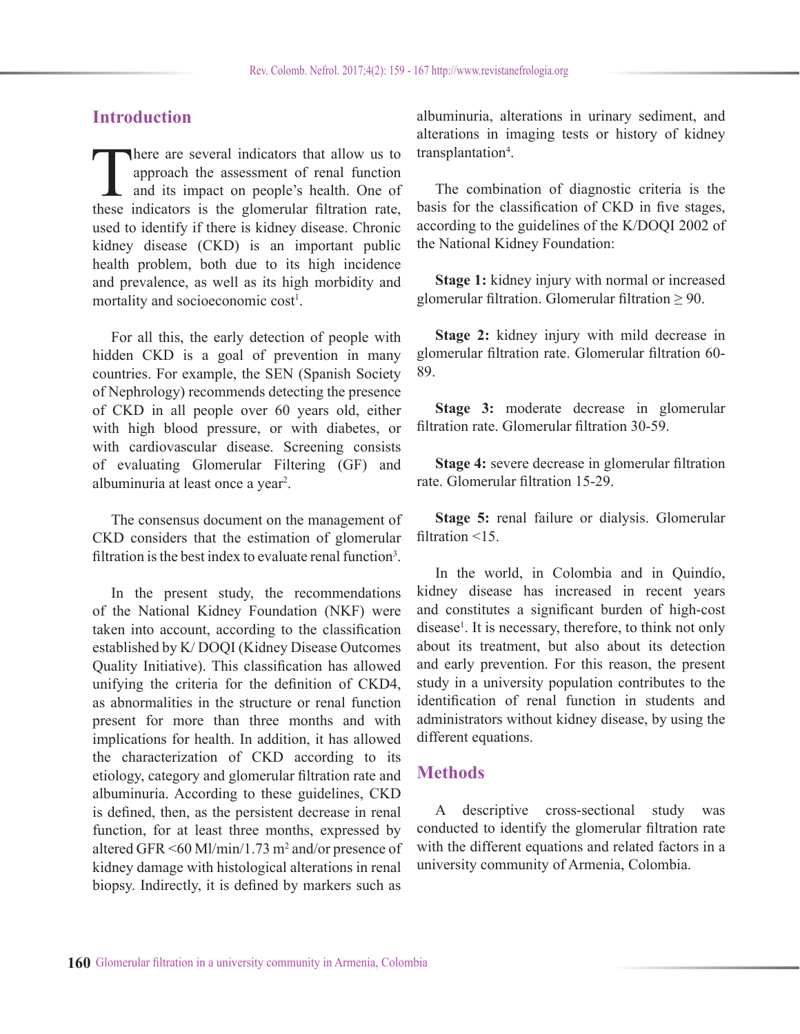## Introduction

There are several indicators that allow us to approach the assessment of renal function and its impact on people's health. One of these indicators is the glomerular filtration rate, used to identify if there is kidney disease. Chronic kidney disease (CKD) is an important public health problem, both due to its high incidence and prevalence, as well as its high morbidity and mortality and socioeconomic cost[1].

For all this, the early detection of people with hidden CKD is a goal of prevention in many countries. For example, the SEN (Spanish Society of Nephrology) recommends detecting the presence of CKD in all people over 60 years old, either with high blood pressure, or with diabetes, or with cardiovascular disease. Screening consists of evaluating Glomerular Filtering (GF) and albuminuria at least once a year[2].

The consensus document on the management of CKD considers that the estimation of glomerular filtration is the best index to evaluate renal function[3].

In the present study, the recommendations of the National Kidney Foundation (NKF) were taken into account, according to the classification established by K/ DOQI (Kidney Disease Outcomes Quality Initiative). This classification has allowed unifying the criteria for the definition of CKD4, as abnormalities in the structure or renal function present for more than three months and with implications for health. In addition, it has allowed the characterization of CKD according to its etiology, category and glomerular filtration rate and albuminuria. According to these guidelines, CKD is defined, then, as the persistent decrease in renal function, for at least three months, expressed by altered GFR <60 Ml/min/1.73 m$^2$ and/or presence of kidney damage with histological alterations in renal biopsy. Indirectly, it is defined by markers such as albuminuria, alterations in urinary sediment, and alterations in imaging tests or history of kidney transplantation[4].

The combination of diagnostic criteria is the basis for the classification of CKD in five stages, according to the guidelines of the K/DOQI 2002 of the National Kidney Foundation:

**Stage 1:** kidney injury with normal or increased glomerular filtration. Glomerular filtration ≥ 90.

**Stage 2:** kidney injury with mild decrease in glomerular filtration rate. Glomerular filtration 60-89.

**Stage 3:** moderate decrease in glomerular filtration rate. Glomerular filtration 30-59.

**Stage 4:** severe decrease in glomerular filtration rate. Glomerular filtration 15-29.

**Stage 5:** renal failure or dialysis. Glomerular filtration <15.

In the world, in Colombia and in Quindío, kidney disease has increased in recent years and constitutes a significant burden of high-cost disease[1]. It is necessary, therefore, to think not only about its treatment, but also about its detection and early prevention. For this reason, the present study in a university population contributes to the identification of renal function in students and administrators without kidney disease, by using the different equations.

## Methods

A descriptive cross-sectional study was conducted to identify the glomerular filtration rate with the different equations and related factors in a university community of Armenia, Colombia.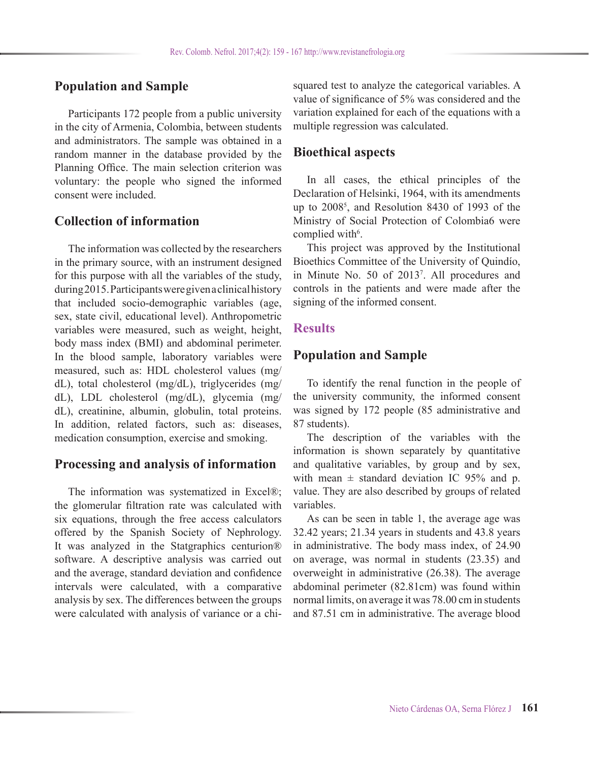## Population and Sample

Participants 172 people from a public university in the city of Armenia, Colombia, between students and administrators. The sample was obtained in a random manner in the database provided by the Planning Office. The main selection criterion was voluntary: the people who signed the informed consent were included.

## Collection of information

The information was collected by the researchers in the primary source, with an instrument designed for this purpose with all the variables of the study, during 2015. Participants were given a clinical history that included socio-demographic variables (age, sex, state civil, educational level). Anthropometric variables were measured, such as weight, height, body mass index (BMI) and abdominal perimeter. In the blood sample, laboratory variables were measured, such as: HDL cholesterol values (mg/dL), total cholesterol (mg/dL), triglycerides (mg/dL), LDL cholesterol (mg/dL), glycemia (mg/dL), creatinine, albumin, globulin, total proteins. In addition, related factors, such as: diseases, medication consumption, exercise and smoking.

## Processing and analysis of information

The information was systematized in Excel®; the glomerular filtration rate was calculated with six equations, through the free access calculators offered by the Spanish Society of Nephrology. It was analyzed in the Statgraphics centurion® software. A descriptive analysis was carried out and the average, standard deviation and confidence intervals were calculated, with a comparative analysis by sex. The differences between the groups were calculated with analysis of variance or a chi-squared test to analyze the categorical variables. A value of significance of 5% was considered and the variation explained for each of the equations with a multiple regression was calculated.

## Bioethical aspects

In all cases, the ethical principles of the Declaration of Helsinki, 1964, with its amendments up to 2008[5], and Resolution 8430 of 1993 of the Ministry of Social Protection of Colombia6 were complied with[6].

This project was approved by the Institutional Bioethics Committee of the University of Quindío, in Minute No. 50 of 2013[7]. All procedures and controls in the patients and were made after the signing of the informed consent.

# Results

## Population and Sample

To identify the renal function in the people of the university community, the informed consent was signed by 172 people (85 administrative and 87 students).

The description of the variables with the information is shown separately by quantitative and qualitative variables, by group and by sex, with mean ± standard deviation IC 95% and p. value. They are also described by groups of related variables.

As can be seen in table 1, the average age was 32.42 years; 21.34 years in students and 43.8 years in administrative. The body mass index, of 24.90 on average, was normal in students (23.35) and overweight in administrative (26.38). The average abdominal perimeter (82.81cm) was found within normal limits, on average it was 78.00 cm in students and 87.51 cm in administrative. The average blood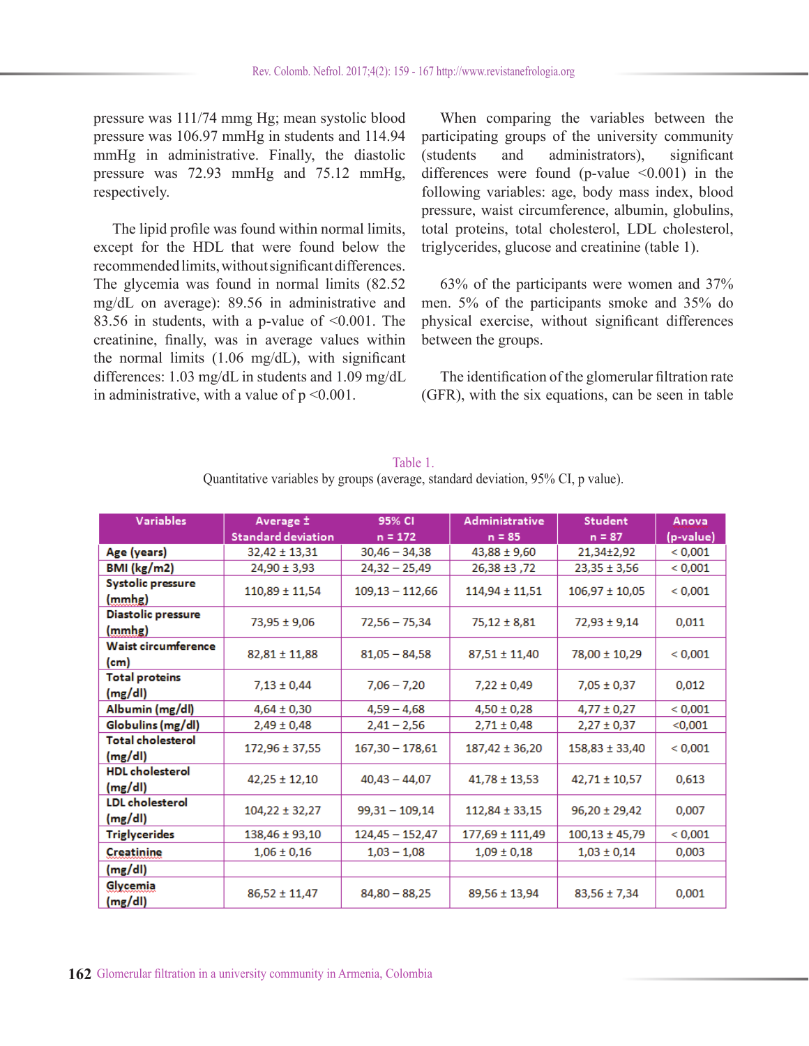pressure was 111/74 mmg Hg; mean systolic blood pressure was 106.97 mmHg in students and 114.94 mmHg in administrative. Finally, the diastolic pressure was 72.93 mmHg and 75.12 mmHg, respectively.

The lipid profile was found within normal limits, except for the HDL that were found below the recommended limits, without significant differences. The glycemia was found in normal limits (82.52 mg/dL on average): 89.56 in administrative and 83.56 in students, with a p-value of <0.001. The creatinine, finally, was in average values within the normal limits (1.06 mg/dL), with significant differences: 1.03 mg/dL in students and 1.09 mg/dL in administrative, with a value of p <0.001.

When comparing the variables between the participating groups of the university community (students and administrators), significant differences were found (p-value <0.001) in the following variables: age, body mass index, blood pressure, waist circumference, albumin, globulins, total proteins, total cholesterol, LDL cholesterol, triglycerides, glucose and creatinine (table 1).

63% of the participants were women and 37% men. 5% of the participants smoke and 35% do physical exercise, without significant differences between the groups.

The identification of the glomerular filtration rate (GFR), with the six equations, can be seen in table

Table 1.
Quantitative variables by groups (average, standard deviation, 95% CI, p value).

| Variables | Average ± Standard deviation | 95% CI n = 172 | Administrative n = 85 | Student n = 87 | Anova (p-value) |
|---|---|---|---|---|---|
| Age (years) | 32,42 ± 13,31 | 30,46 – 34,38 | 43,88 ± 9,60 | 21,34±2,92 | < 0,001 |
| BMI (kg/m2) | 24,90 ± 3,93 | 24,32 – 25,49 | 26,38 ±3 ,72 | 23,35 ± 3,56 | < 0,001 |
| Systolic pressure (mmhg) | 110,89 ± 11,54 | 109,13 – 112,66 | 114,94 ± 11,51 | 106,97 ± 10,05 | < 0,001 |
| Diastolic pressure (mmhg) | 73,95 ± 9,06 | 72,56 – 75,34 | 75,12 ± 8,81 | 72,93 ± 9,14 | 0,011 |
| Waist circumference (cm) | 82,81 ± 11,88 | 81,05 – 84,58 | 87,51 ± 11,40 | 78,00 ± 10,29 | < 0,001 |
| Total proteins (mg/dl) | 7,13 ± 0,44 | 7,06 – 7,20 | 7,22 ± 0,49 | 7,05 ± 0,37 | 0,012 |
| Albumin (mg/dl) | 4,64 ± 0,30 | 4,59 – 4,68 | 4,50 ± 0,28 | 4,77 ± 0,27 | < 0,001 |
| Globulins (mg/dl) | 2,49 ± 0,48 | 2,41 – 2,56 | 2,71 ± 0,48 | 2,27 ± 0,37 | <0,001 |
| Total cholesterol (mg/dl) | 172,96 ± 37,55 | 167,30 – 178,61 | 187,42 ± 36,20 | 158,83 ± 33,40 | < 0,001 |
| HDL cholesterol (mg/dl) | 42,25 ± 12,10 | 40,43 – 44,07 | 41,78 ± 13,53 | 42,71 ± 10,57 | 0,613 |
| LDL cholesterol (mg/dl) | 104,22 ± 32,27 | 99,31 – 109,14 | 112,84 ± 33,15 | 96,20 ± 29,42 | 0,007 |
| Triglycerides | 138,46 ± 93,10 | 124,45 – 152,47 | 177,69 ± 111,49 | 100,13 ± 45,79 | < 0,001 |
| Creatinine (mg/dl) | 1,06 ± 0,16 | 1,03 – 1,08 | 1,09 ± 0,18 | 1,03 ± 0,14 | 0,003 |
| Glycemia (mg/dl) | 86,52 ± 11,47 | 84,80 – 88,25 | 89,56 ± 13,94 | 83,56 ± 7,34 | 0,001 |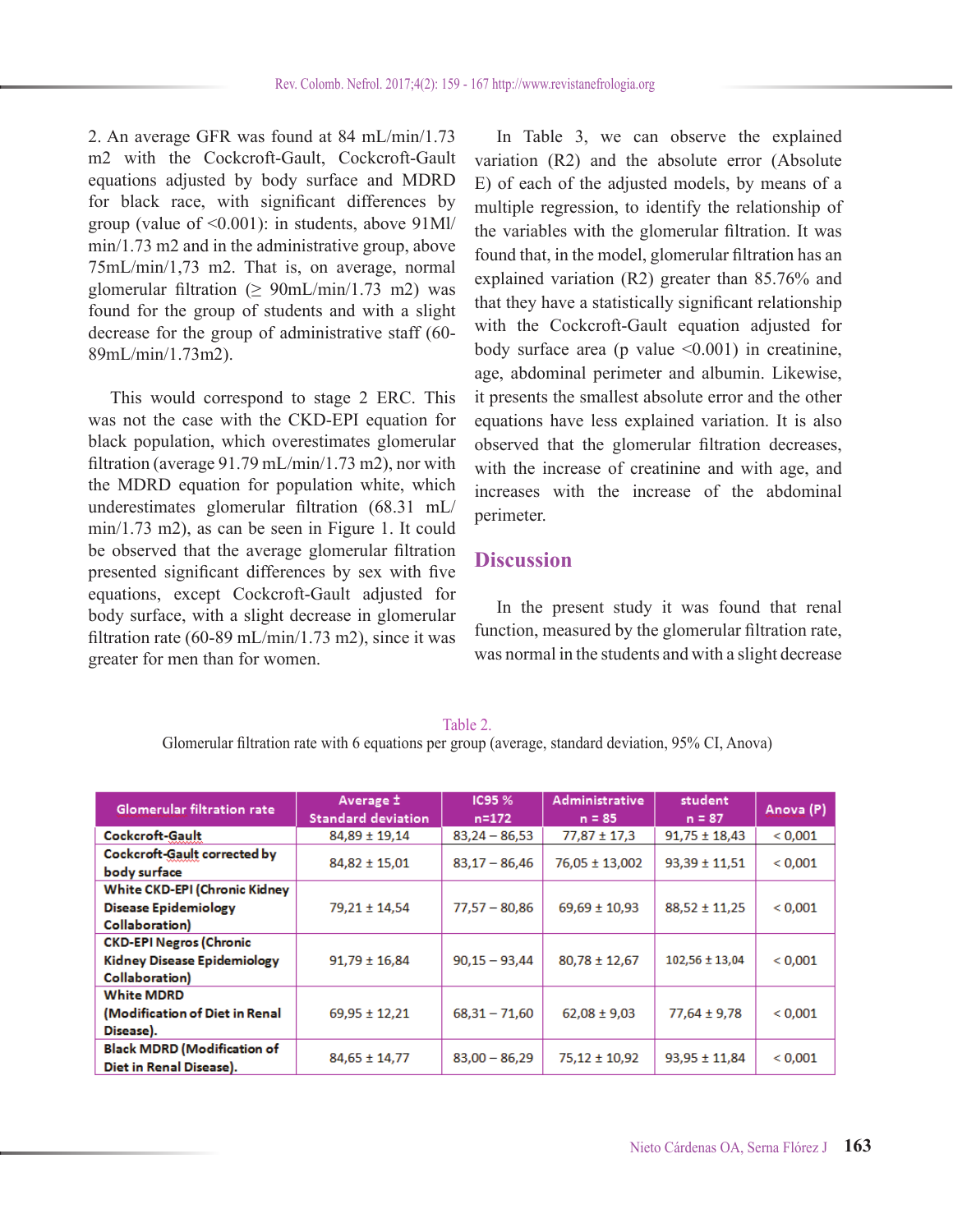2. An average GFR was found at 84 mL/min/1.73 m2 with the Cockcroft-Gault, Cockcroft-Gault equations adjusted by body surface and MDRD for black race, with significant differences by group (value of <0.001): in students, above 91Ml/min/1.73 m2 and in the administrative group, above 75mL/min/1,73 m2. That is, on average, normal glomerular filtration (≥ 90mL/min/1.73 m2) was found for the group of students and with a slight decrease for the group of administrative staff (60-89mL/min/1.73m2).

This would correspond to stage 2 ERC. This was not the case with the CKD-EPI equation for black population, which overestimates glomerular filtration (average 91.79 mL/min/1.73 m2), nor with the MDRD equation for population white, which underestimates glomerular filtration (68.31 mL/min/1.73 m2), as can be seen in Figure 1. It could be observed that the average glomerular filtration presented significant differences by sex with five equations, except Cockcroft-Gault adjusted for body surface, with a slight decrease in glomerular filtration rate (60-89 mL/min/1.73 m2), since it was greater for men than for women.

In Table 3, we can observe the explained variation (R2) and the absolute error (Absolute E) of each of the adjusted models, by means of a multiple regression, to identify the relationship of the variables with the glomerular filtration. It was found that, in the model, glomerular filtration has an explained variation (R2) greater than 85.76% and that they have a statistically significant relationship with the Cockcroft-Gault equation adjusted for body surface area (p value <0.001) in creatinine, age, abdominal perimeter and albumin. Likewise, it presents the smallest absolute error and the other equations have less explained variation. It is also observed that the glomerular filtration decreases, with the increase of creatinine and with age, and increases with the increase of the abdominal perimeter.

## Discussion

In the present study it was found that renal function, measured by the glomerular filtration rate, was normal in the students and with a slight decrease

Table 2.
Glomerular filtration rate with 6 equations per group (average, standard deviation, 95% CI, Anova)

| Glomerular filtration rate | Average ± Standard deviation | IC95 % n=172 | Administrative n = 85 | student n = 87 | Anova (P) |
|---|---|---|---|---|---|
| Cockcroft-Gault | 84,89 ± 19,14 | 83,24 – 86,53 | 77,87 ± 17,3 | 91,75 ± 18,43 | < 0,001 |
| Cockcroft-Gault corrected by body surface | 84,82 ± 15,01 | 83,17 – 86,46 | 76,05 ± 13,002 | 93,39 ± 11,51 | < 0,001 |
| White CKD-EPI (Chronic Kidney Disease Epidemiology Collaboration) | 79,21 ± 14,54 | 77,57 – 80,86 | 69,69 ± 10,93 | 88,52 ± 11,25 | < 0,001 |
| CKD-EPI Negros (Chronic Kidney Disease Epidemiology Collaboration) | 91,79 ± 16,84 | 90,15 – 93,44 | 80,78 ± 12,67 | 102,56 ± 13,04 | < 0,001 |
| White MDRD (Modification of Diet in Renal Disease). | 69,95 ± 12,21 | 68,31 – 71,60 | 62,08 ± 9,03 | 77,64 ± 9,78 | < 0,001 |
| Black MDRD (Modification of Diet in Renal Disease). | 84,65 ± 14,77 | 83,00 – 86,29 | 75,12 ± 10,92 | 93,95 ± 11,84 | < 0,001 |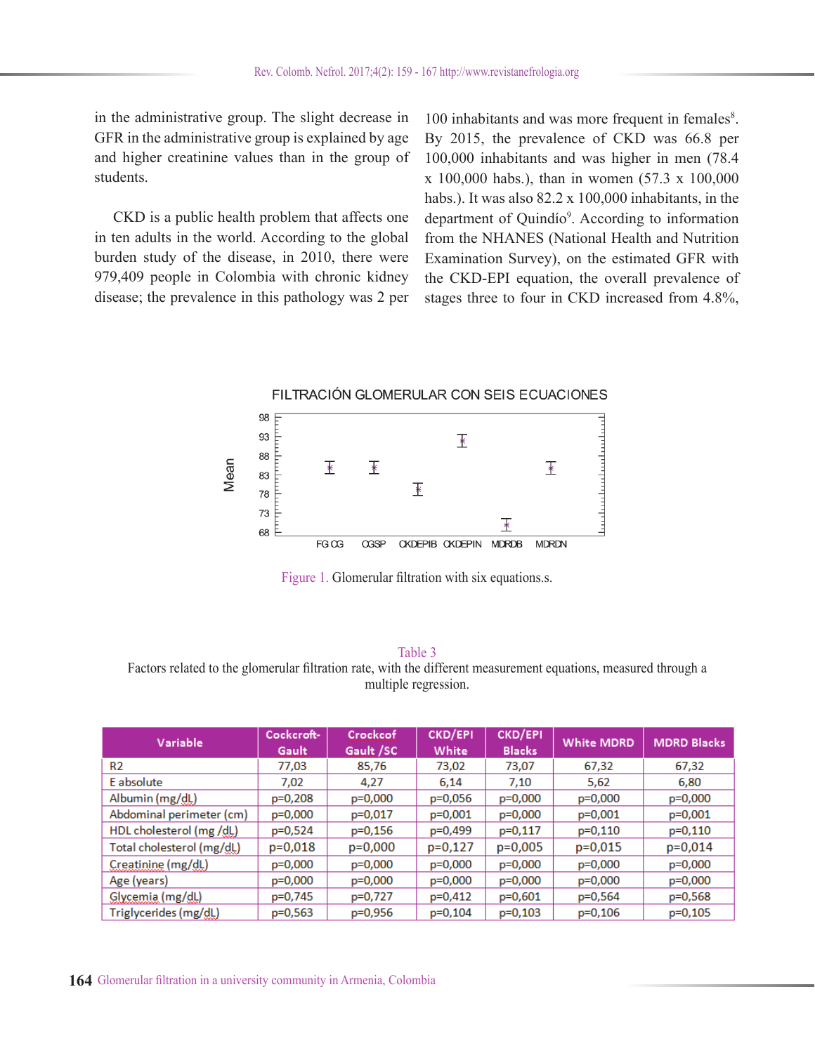in the administrative group. The slight decrease in GFR in the administrative group is explained by age and higher creatinine values than in the group of students.

CKD is a public health problem that affects one in ten adults in the world. According to the global burden study of the disease, in 2010, there were 979,409 people in Colombia with chronic kidney disease; the prevalence in this pathology was 2 per 100 inhabitants and was more frequent in females[8]. By 2015, the prevalence of CKD was 66.8 per 100,000 inhabitants and was higher in men (78.4 x 100,000 habs.), than in women (57.3 x 100,000 habs.). It was also 82.2 x 100,000 inhabitants, in the department of Quindío[9]. According to information from the NHANES (National Health and Nutrition Examination Survey), on the estimated GFR with the CKD-EPI equation, the overall prevalence of stages three to four in CKD increased from 4.8%,

FILTRACIÓN GLOMERULAR CON SEIS ECUACIONES

Figure 1. Glomerular filtration with six equations.s.

Table 3

Factors related to the glomerular filtration rate, with the different measurement equations, measured through a multiple regression.

| Variable | Cockcroft-Gault | Crockcof Gault /SC | CKD/EPI White | CKD/EPI Blacks | White MDRD | MDRD Blacks |
|---|---|---|---|---|---|---|
| R2 | 77,03 | 85,76 | 73,02 | 73,07 | 67,32 | 67,32 |
| E absolute | 7,02 | 4,27 | 6,14 | 7,10 | 5,62 | 6,80 |
| Albumin (mg/dL) | p=0,208 | p=0,000 | p=0,056 | p=0,000 | p=0,000 | p=0,000 |
| Abdominal perimeter (cm) | p=0,000 | p=0,017 | p=0,001 | p=0,000 | p=0,001 | p=0,001 |
| HDL cholesterol (mg /dL) | p=0,524 | p=0,156 | p=0,499 | p=0,117 | p=0,110 | p=0,110 |
| Total cholesterol (mg/dL) | p=0,018 | p=0,000 | p=0,127 | p=0,005 | p=0,015 | p=0,014 |
| Creatinine (mg/dL) | p=0,000 | p=0,000 | p=0,000 | p=0,000 | p=0,000 | p=0,000 |
| Age (years) | p=0,000 | p=0,000 | p=0,000 | p=0,000 | p=0,000 | p=0,000 |
| Glycemia (mg/dL) | p=0,745 | p=0,727 | p=0,412 | p=0,601 | p=0,564 | p=0,568 |
| Triglycerides (mg/dL) | p=0,563 | p=0,956 | p=0,104 | p=0,103 | p=0,106 | p=0,105 |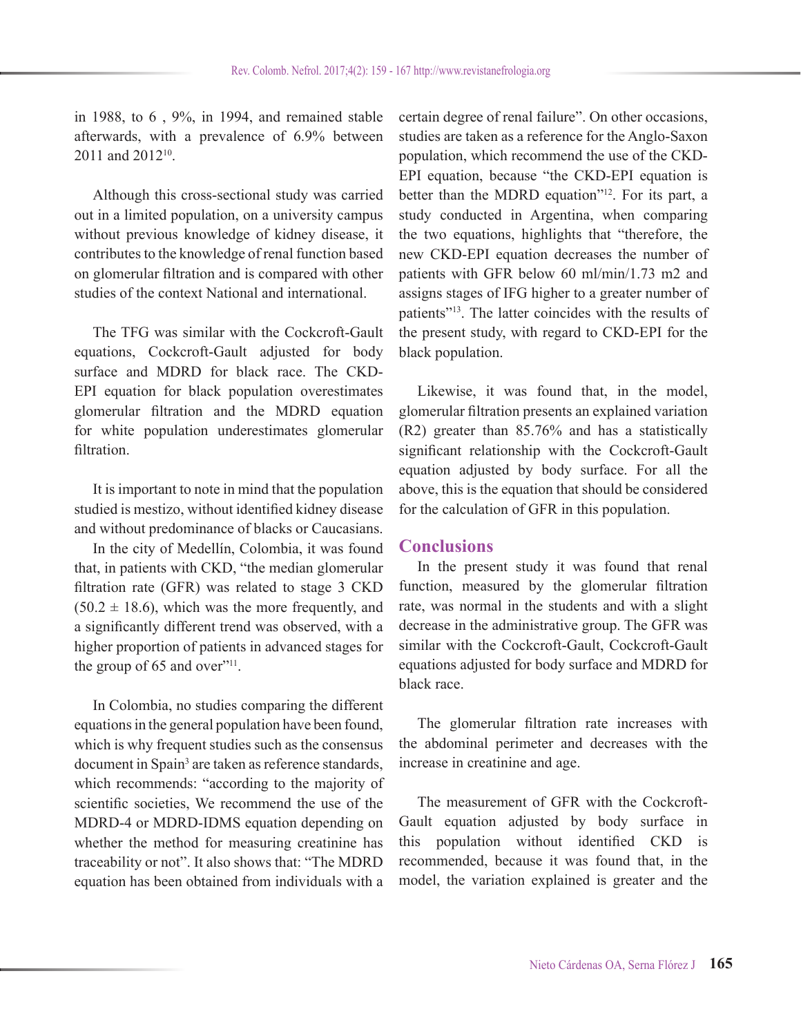in 1988, to 6 , 9%, in 1994, and remained stable afterwards, with a prevalence of 6.9% between 2011 and 2012[10].

Although this cross-sectional study was carried out in a limited population, on a university campus without previous knowledge of kidney disease, it contributes to the knowledge of renal function based on glomerular filtration and is compared with other studies of the context National and international.

The TFG was similar with the Cockcroft-Gault equations, Cockcroft-Gault adjusted for body surface and MDRD for black race. The CKD-EPI equation for black population overestimates glomerular filtration and the MDRD equation for white population underestimates glomerular filtration.

It is important to note in mind that the population studied is mestizo, without identified kidney disease and without predominance of blacks or Caucasians.

In the city of Medellín, Colombia, it was found that, in patients with CKD, "the median glomerular filtration rate (GFR) was related to stage 3 CKD ($50.2 \pm 18.6$), which was the more frequently, and a significantly different trend was observed, with a higher proportion of patients in advanced stages for the group of 65 and over"[11].

In Colombia, no studies comparing the different equations in the general population have been found, which is why frequent studies such as the consensus document in Spain[3] are taken as reference standards, which recommends: "according to the majority of scientific societies, We recommend the use of the MDRD-4 or MDRD-IDMS equation depending on whether the method for measuring creatinine has traceability or not". It also shows that: "The MDRD equation has been obtained from individuals with a certain degree of renal failure". On other occasions, studies are taken as a reference for the Anglo-Saxon population, which recommend the use of the CKD-EPI equation, because "the CKD-EPI equation is better than the MDRD equation"[12]. For its part, a study conducted in Argentina, when comparing the two equations, highlights that "therefore, the new CKD-EPI equation decreases the number of patients with GFR below 60 ml/min/1.73 m2 and assigns stages of IFG higher to a greater number of patients"[13]. The latter coincides with the results of the present study, with regard to CKD-EPI for the black population.

Likewise, it was found that, in the model, glomerular filtration presents an explained variation (R2) greater than 85.76% and has a statistically significant relationship with the Cockcroft-Gault equation adjusted by body surface. For all the above, this is the equation that should be considered for the calculation of GFR in this population.

## Conclusions

In the present study it was found that renal function, measured by the glomerular filtration rate, was normal in the students and with a slight decrease in the administrative group. The GFR was similar with the Cockcroft-Gault, Cockcroft-Gault equations adjusted for body surface and MDRD for black race.

The glomerular filtration rate increases with the abdominal perimeter and decreases with the increase in creatinine and age.

The measurement of GFR with the Cockcroft-Gault equation adjusted by body surface in this population without identified CKD is recommended, because it was found that, in the model, the variation explained is greater and the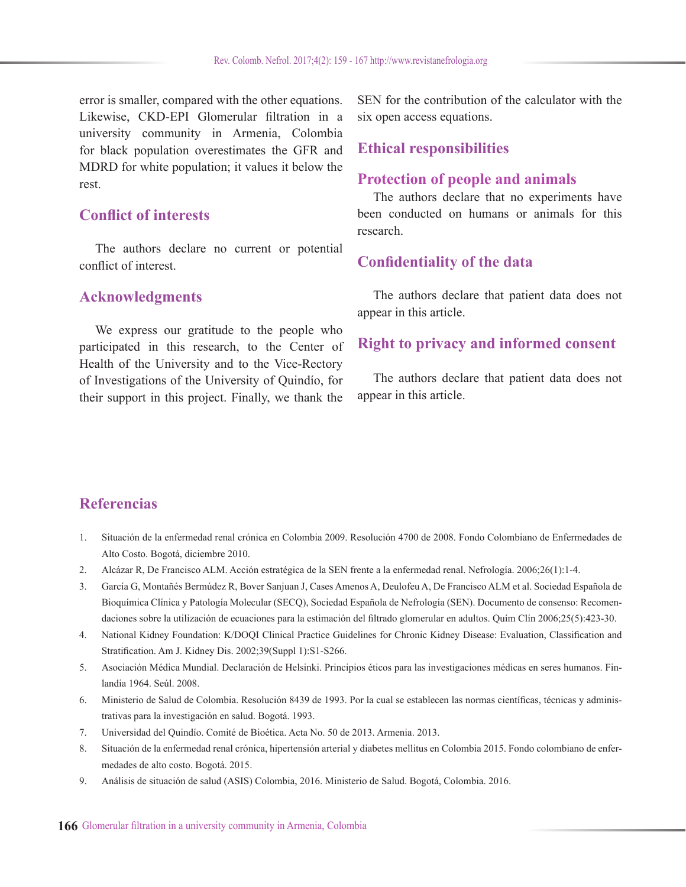error is smaller, compared with the other equations. Likewise, CKD-EPI Glomerular filtration in a university community in Armenia, Colombia for black population overestimates the GFR and MDRD for white population; it values it below the rest.

## Conflict of interests

The authors declare no current or potential conflict of interest.

## Acknowledgments

We express our gratitude to the people who participated in this research, to the Center of Health of the University and to the Vice-Rectory of Investigations of the University of Quindío, for their support in this project. Finally, we thank the SEN for the contribution of the calculator with the six open access equations.

## Ethical responsibilities

## Protection of people and animals

The authors declare that no experiments have been conducted on humans or animals for this research.

## Confidentiality of the data

The authors declare that patient data does not appear in this article.

## Right to privacy and informed consent

The authors declare that patient data does not appear in this article.

## Referencias

1. Situación de la enfermedad renal crónica en Colombia 2009. Resolución 4700 de 2008. Fondo Colombiano de Enfermedades de Alto Costo. Bogotá, diciembre 2010.
2. Alcázar R, De Francisco ALM. Acción estratégica de la SEN frente a la enfermedad renal. Nefrología. 2006;26(1):1-4.
3. García G, Montañés Bermúdez R, Bover Sanjuan J, Cases Amenos A, Deulofeu A, De Francisco ALM et al. Sociedad Española de Bioquímica Clínica y Patología Molecular (SECQ), Sociedad Española de Nefrología (SEN). Documento de consenso: Recomendaciones sobre la utilización de ecuaciones para la estimación del filtrado glomerular en adultos. Quím Clín 2006;25(5):423-30.
4. National Kidney Foundation: K/DOQI Clinical Practice Guidelines for Chronic Kidney Disease: Evaluation, Classification and Stratification. Am J. Kidney Dis. 2002;39(Suppl 1):S1-S266.
5. Asociación Médica Mundial. Declaración de Helsinki. Principios éticos para las investigaciones médicas en seres humanos. Finlandia 1964. Seúl. 2008.
6. Ministerio de Salud de Colombia. Resolución 8439 de 1993. Por la cual se establecen las normas científicas, técnicas y administrativas para la investigación en salud. Bogotá. 1993.
7. Universidad del Quindío. Comité de Bioética. Acta No. 50 de 2013. Armenia. 2013.
8. Situación de la enfermedad renal crónica, hipertensión arterial y diabetes mellitus en Colombia 2015. Fondo colombiano de enfermedades de alto costo. Bogotá. 2015.
9. Análisis de situación de salud (ASIS) Colombia, 2016. Ministerio de Salud. Bogotá, Colombia. 2016.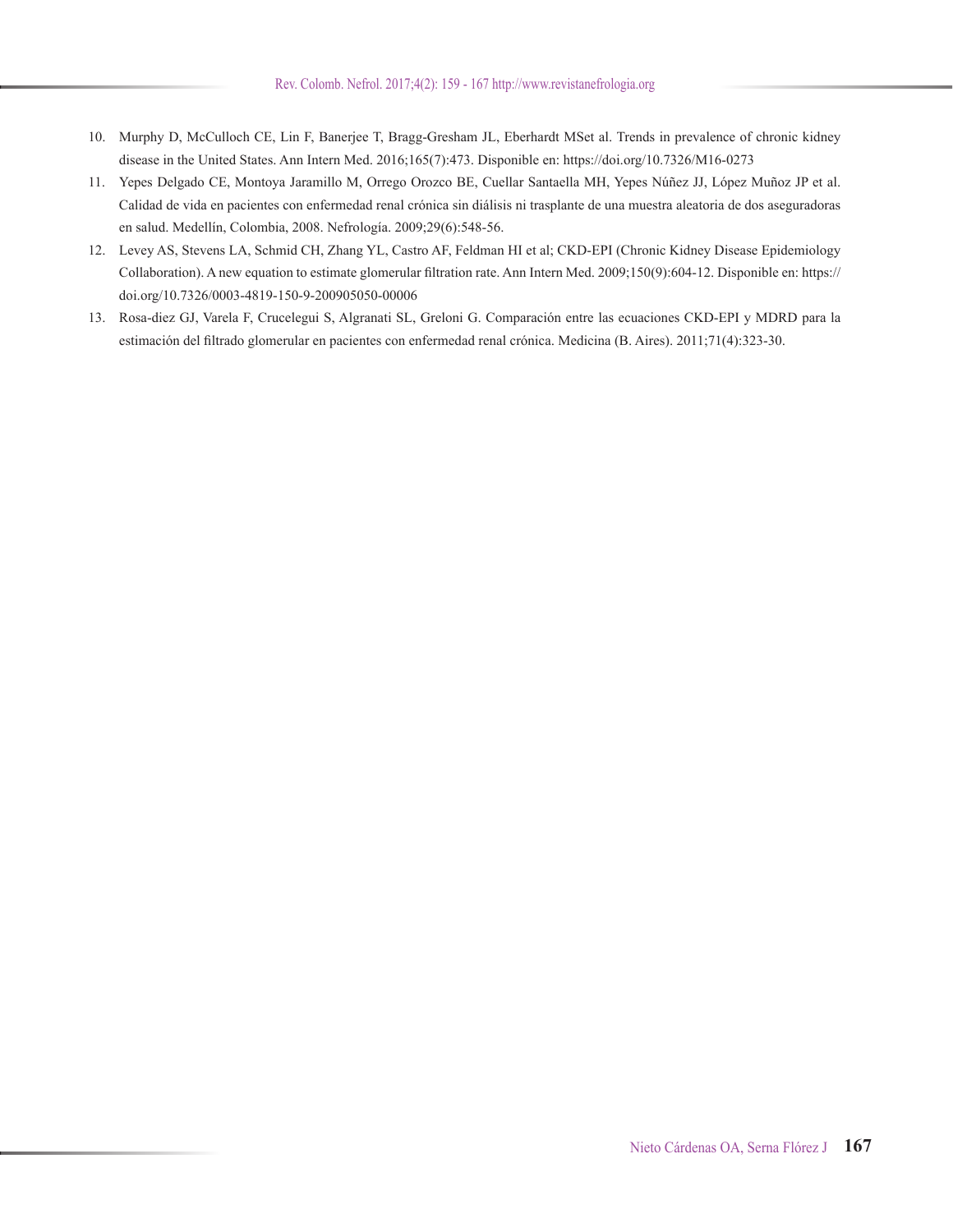10. Murphy D, McCulloch CE, Lin F, Banerjee T, Bragg-Gresham JL, Eberhardt MSet al. Trends in prevalence of chronic kidney disease in the United States. Ann Intern Med. 2016;165(7):473. Disponible en: https://doi.org/10.7326/M16-0273
11. Yepes Delgado CE, Montoya Jaramillo M, Orrego Orozco BE, Cuellar Santaella MH, Yepes Núñez JJ, López Muñoz JP et al. Calidad de vida en pacientes con enfermedad renal crónica sin diálisis ni trasplante de una muestra aleatoria de dos aseguradoras en salud. Medellín, Colombia, 2008. Nefrología. 2009;29(6):548-56.
12. Levey AS, Stevens LA, Schmid CH, Zhang YL, Castro AF, Feldman HI et al; CKD-EPI (Chronic Kidney Disease Epidemiology Collaboration). A new equation to estimate glomerular filtration rate. Ann Intern Med. 2009;150(9):604-12. Disponible en: https://doi.org/10.7326/0003-4819-150-9-200905050-00006
13. Rosa-diez GJ, Varela F, Crucelegui S, Algranati SL, Greloni G. Comparación entre las ecuaciones CKD-EPI y MDRD para la estimación del filtrado glomerular en pacientes con enfermedad renal crónica. Medicina (B. Aires). 2011;71(4):323-30.